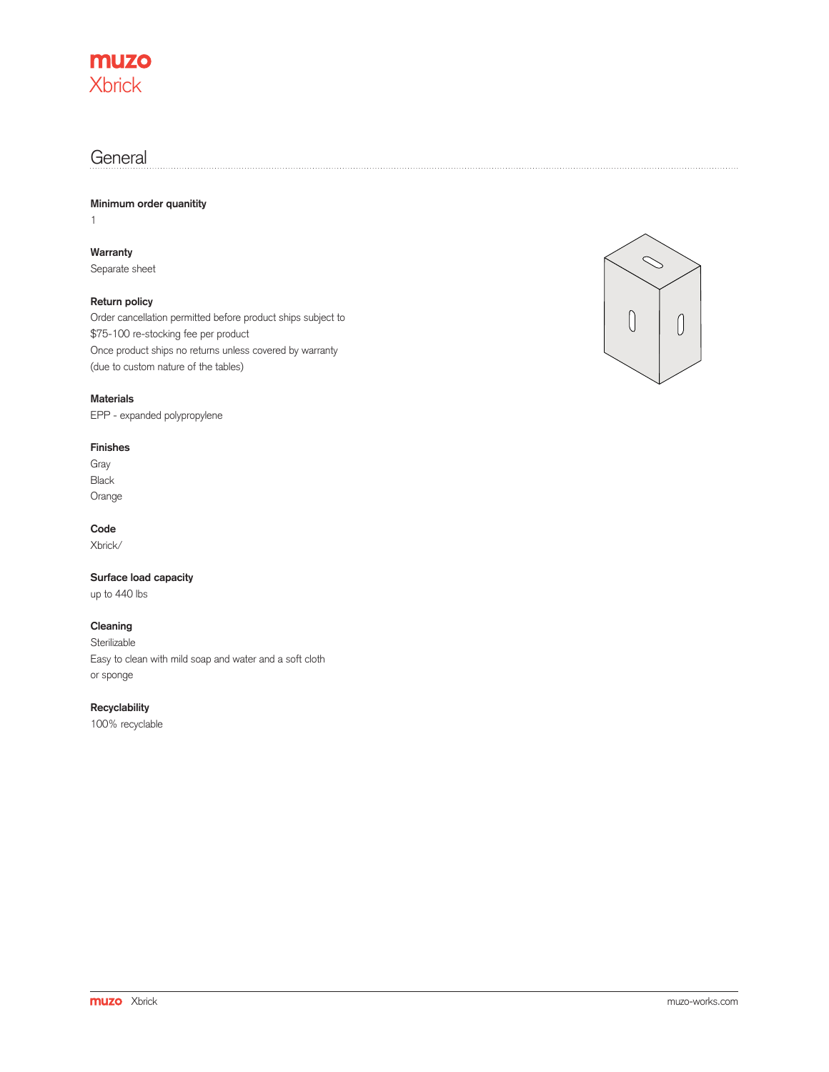# muzo
# Xbrick

## General

**Minimum order quanitity**
1

**Warranty**
Separate sheet

**Return policy**
Order cancellation permitted before product ships subject to
$75-100 re-stocking fee per product
Once product ships no returns unless covered by warranty
(due to custom nature of the tables)

**Materials**
EPP - expanded polypropylene

**Finishes**
Gray
Black
Orange

**Code**
Xbrick/

**Surface load capacity**
up to 440 lbs

**Cleaning**
Sterilizable
Easy to clean with mild soap and water and a soft cloth
or sponge

**Recyclability**
100% recyclable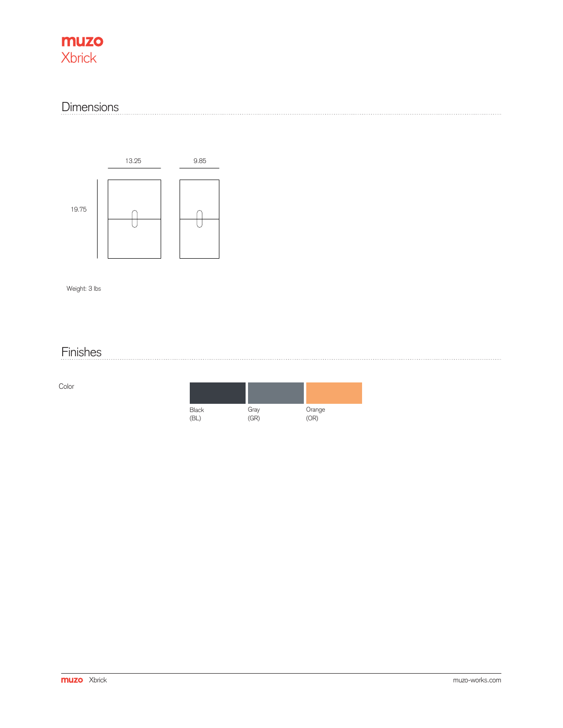**muzo**
Xbrick

## Dimensions

13.25

9.85

19.75

Weight: 3 lbs

## Finishes

Color

| Black (BL) | Gray (GR) | Orange (OR) |
|---|---|---|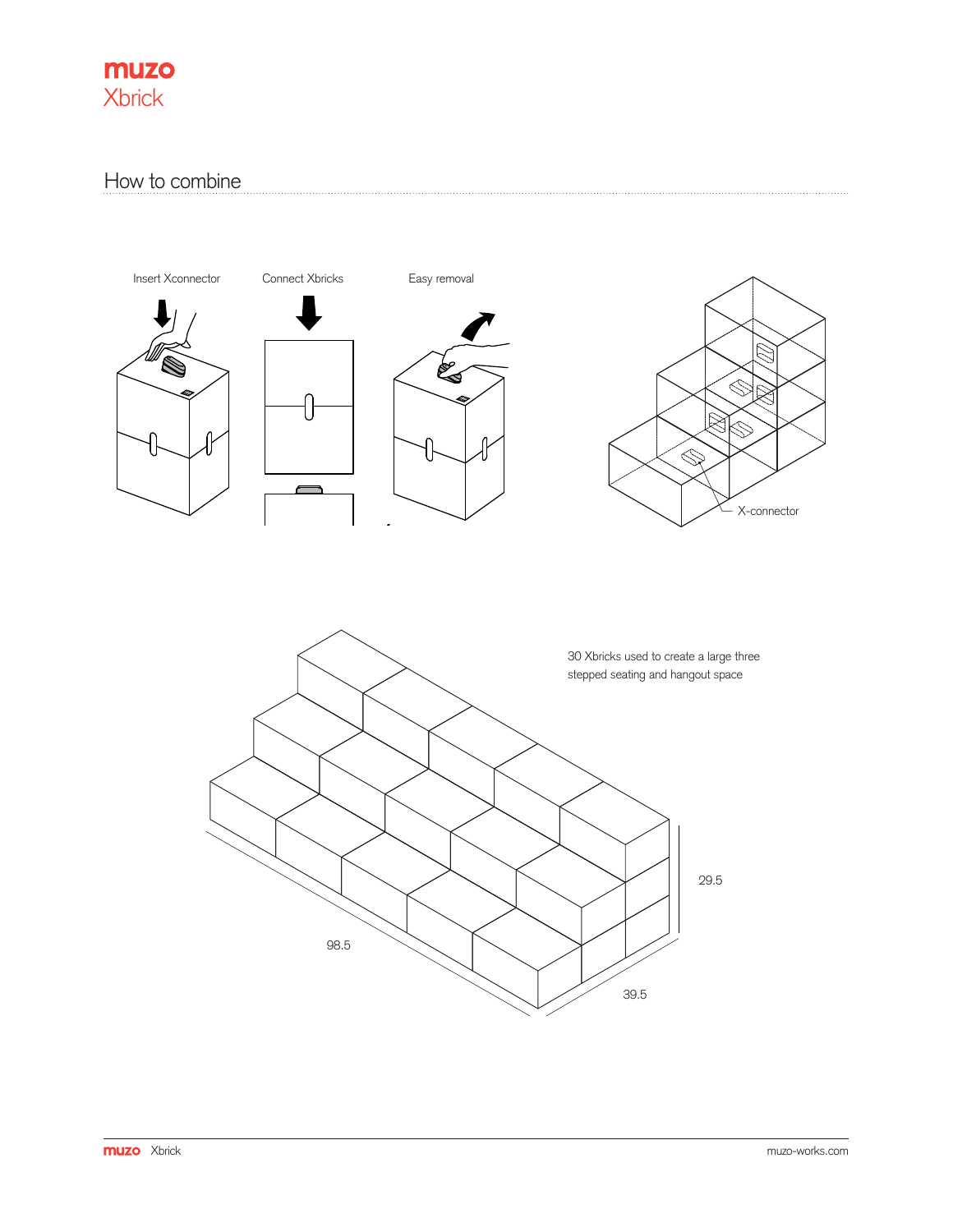# muzo
## Xbrick

## How to combine

Insert Xconnector

Connect Xbricks

Easy removal

X-connector

30 Xbricks used to create a large three stepped seating and hangout space

29.5

98.5

39.5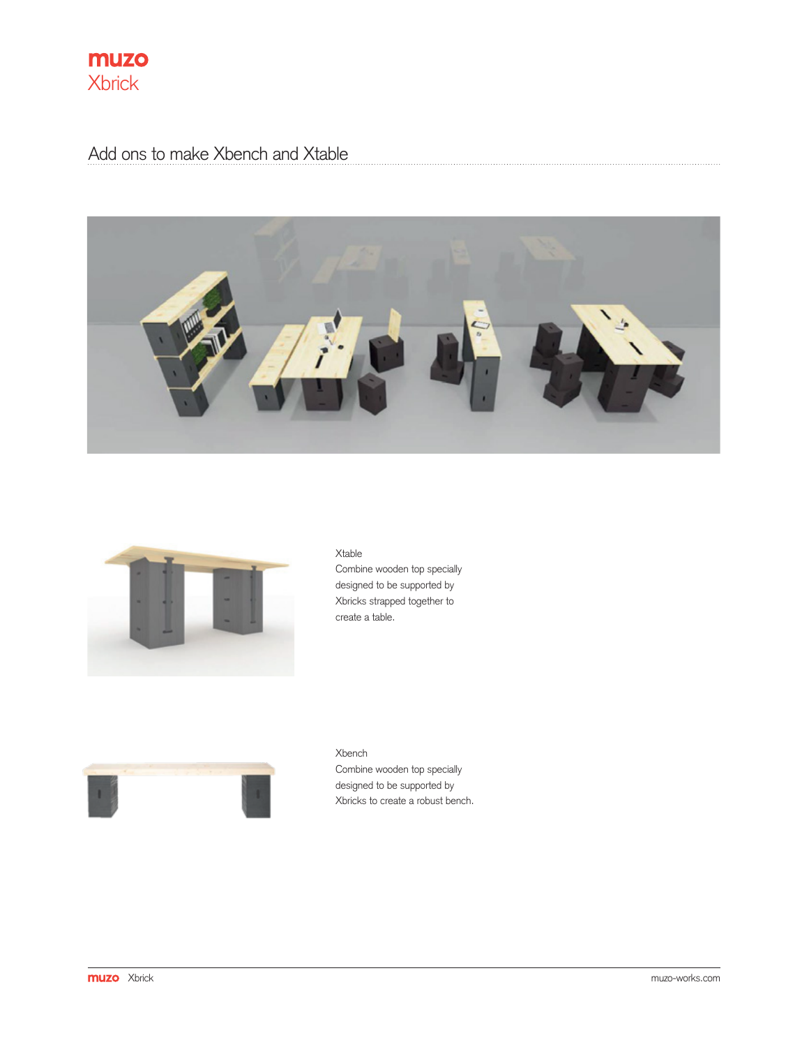# muzo
Xbrick

## Add ons to make Xbench and Xtable

Xtable
Combine wooden top specially designed to be supported by Xbricks strapped together to create a table.

Xbench
Combine wooden top specially designed to be supported by Xbricks to create a robust bench.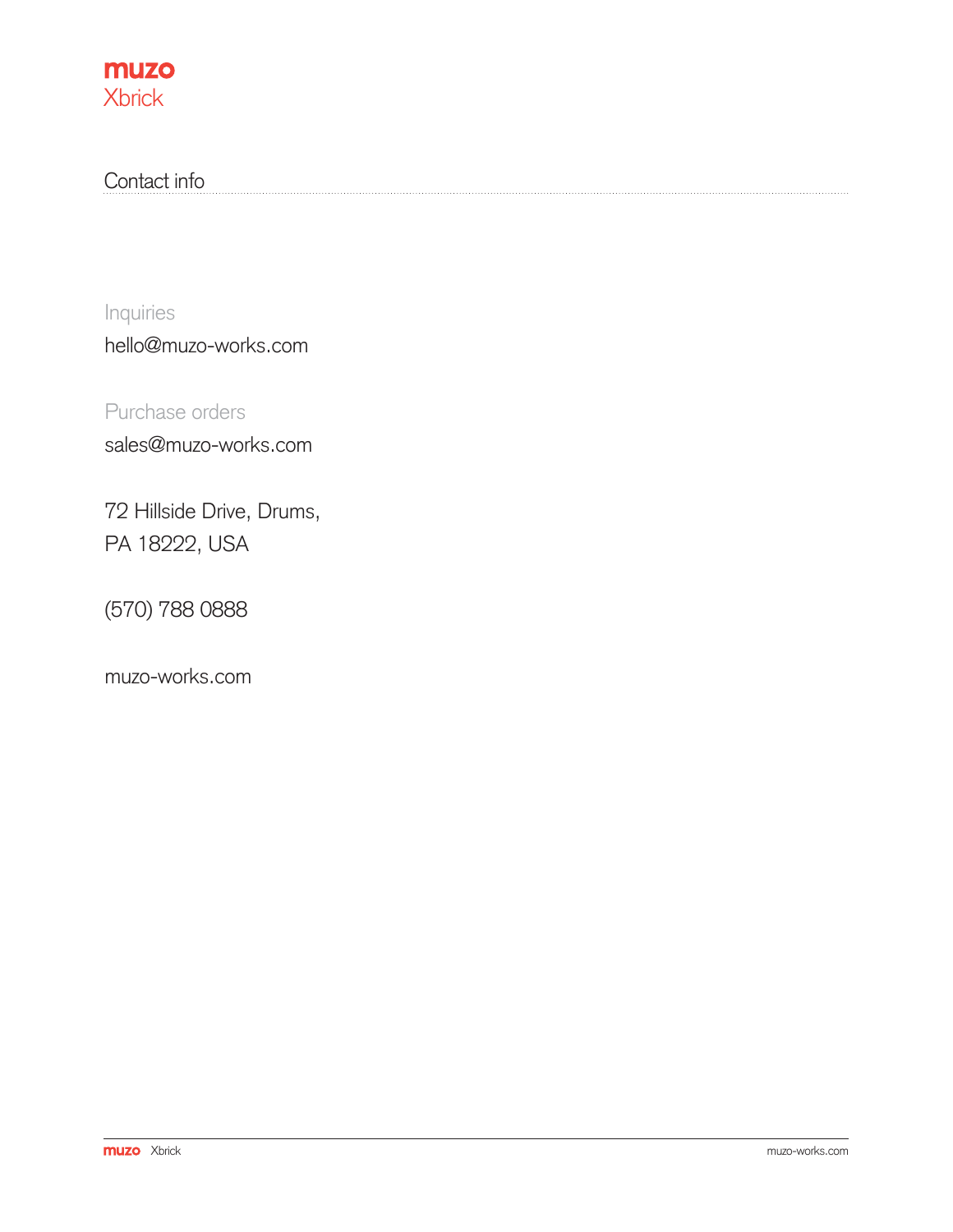**muzo**
Xbrick

## Contact info

Inquiries
hello@muzo-works.com

Purchase orders
sales@muzo-works.com

72 Hillside Drive, Drums,
PA 18222, USA

(570) 788 0888

muzo-works.com